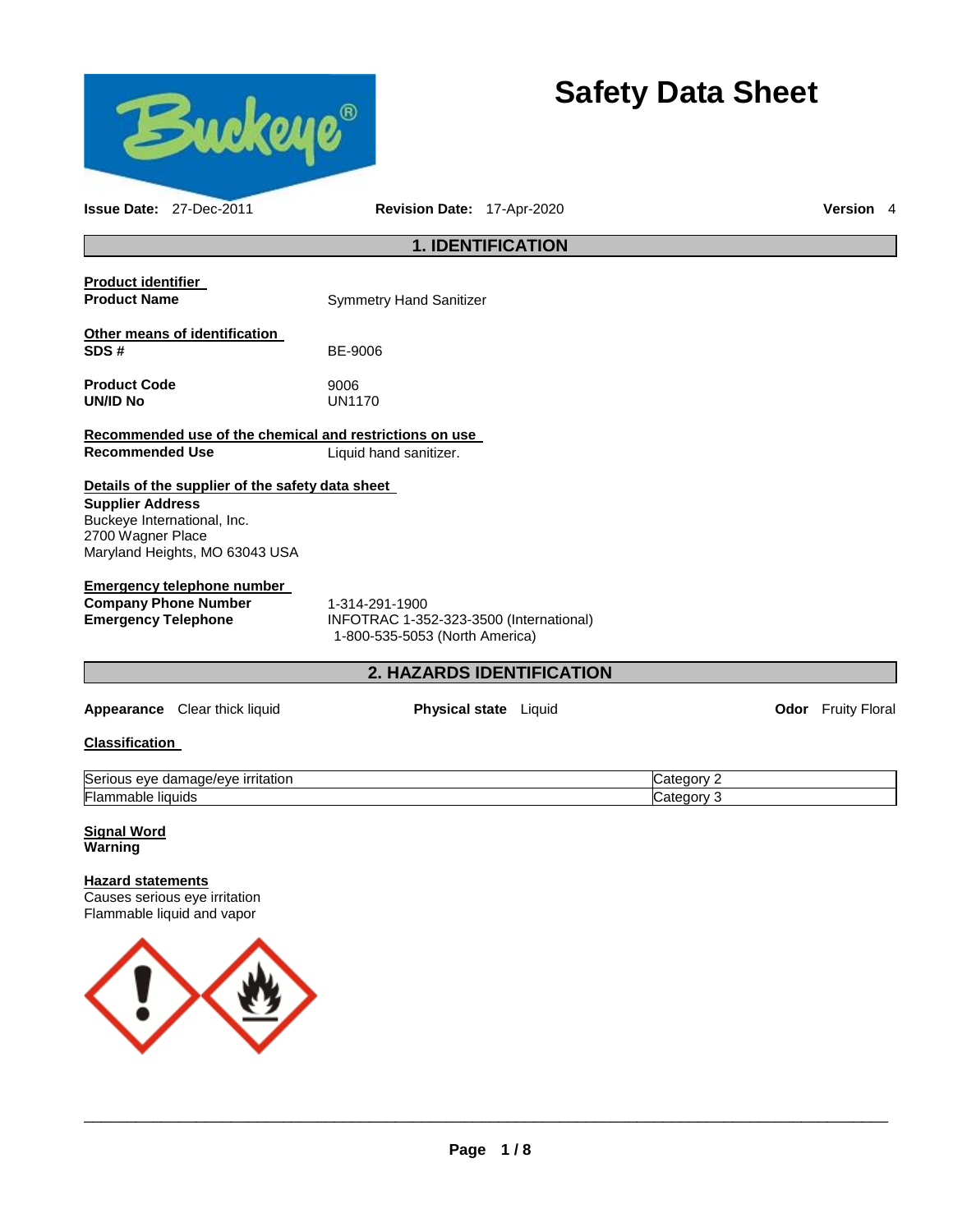# Safety Data Sheet

**Issue Date:** 27-Dec-2011 **Revision Date:** 17-Apr-2020 **Version** 4

## 1. IDENTIFICATION

**Product identifier**

**Product Name** Symmetry Hand Sanitizer

**Other means of identification**

**SDS #** BE-9006

**Product Code** 9006

**UN/ID No** UN1170

**Recommended use of the chemical and restrictions on use**

**Recommended Use** Liquid hand sanitizer.

**Details of the supplier of the safety data sheet**

**Supplier Address**
Buckeye International, Inc.
2700 Wagner Place
Maryland Heights, MO 63043 USA

**Emergency telephone number**

**Company Phone Number** 1-314-291-1900

**Emergency Telephone** INFOTRAC 1-352-323-3500 (International)
1-800-535-5053 (North America)

## 2. HAZARDS IDENTIFICATION

**Appearance** Clear thick liquid **Physical state** Liquid **Odor** Fruity Floral

**Classification**

| | |
|---|---|
| Serious eye damage/eye irritation | Category 2 |
| Flammable liquids | Category 3 |

**Signal Word**
**Warning**

**Hazard statements**
Causes serious eye irritation
Flammable liquid and vapor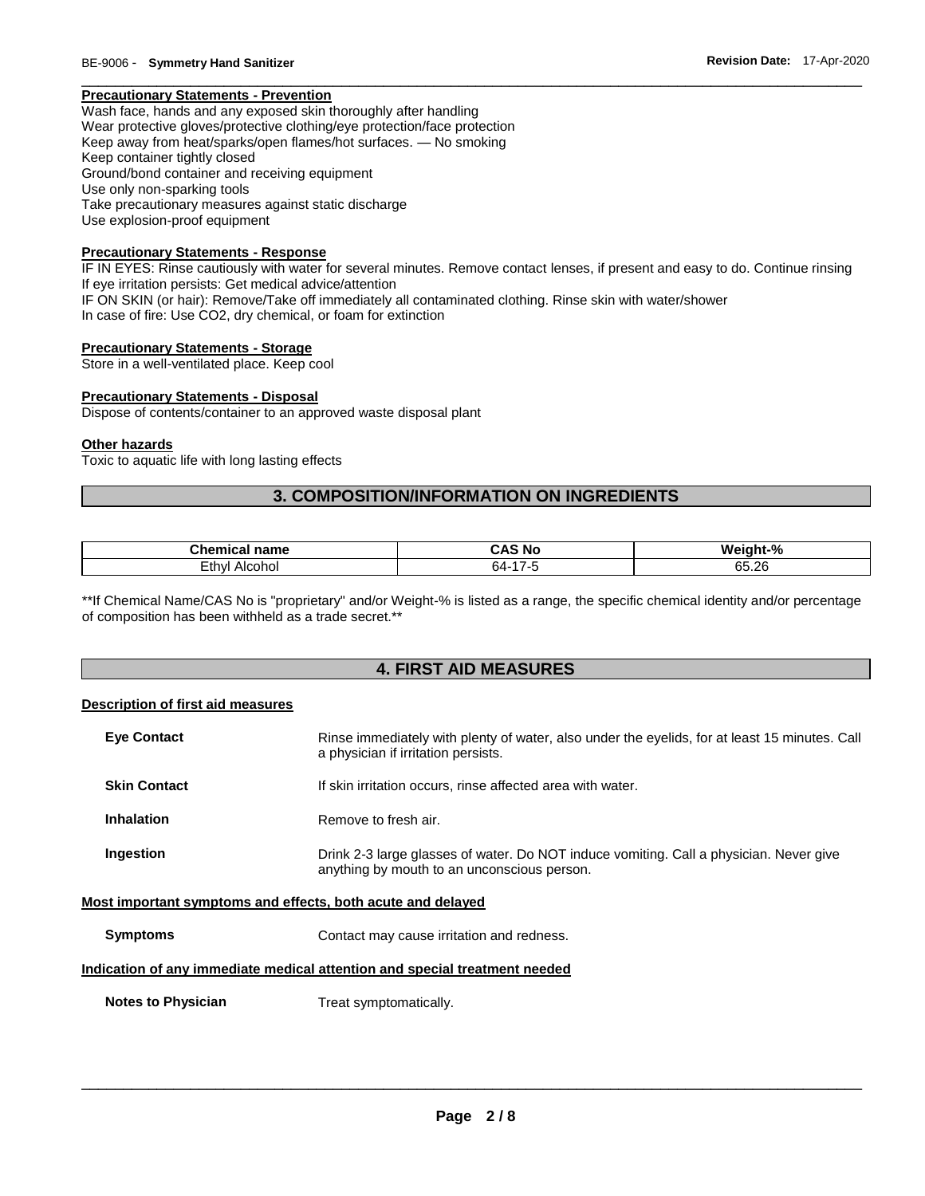**Precautionary Statements - Prevention**

Wash face, hands and any exposed skin thoroughly after handling
Wear protective gloves/protective clothing/eye protection/face protection
Keep away from heat/sparks/open flames/hot surfaces. — No smoking
Keep container tightly closed
Ground/bond container and receiving equipment
Use only non-sparking tools
Take precautionary measures against static discharge
Use explosion-proof equipment

**Precautionary Statements - Response**

IF IN EYES: Rinse cautiously with water for several minutes. Remove contact lenses, if present and easy to do. Continue rinsing
If eye irritation persists: Get medical advice/attention
IF ON SKIN (or hair): Remove/Take off immediately all contaminated clothing. Rinse skin with water/shower
In case of fire: Use CO2, dry chemical, or foam for extinction

**Precautionary Statements - Storage**

Store in a well-ventilated place. Keep cool

**Precautionary Statements - Disposal**

Dispose of contents/container to an approved waste disposal plant

**Other hazards**

Toxic to aquatic life with long lasting effects

## 3. COMPOSITION/INFORMATION ON INGREDIENTS

| Chemical name | CAS No | Weight-% |
|---|---|---|
| Ethyl Alcohol | 64-17-5 | 65.26 |

**If Chemical Name/CAS No is "proprietary" and/or Weight-% is listed as a range, the specific chemical identity and/or percentage of composition has been withheld as a trade secret.**

## 4. FIRST AID MEASURES

**Description of first aid measures**

**Eye Contact** Rinse immediately with plenty of water, also under the eyelids, for at least 15 minutes. Call a physician if irritation persists.

**Skin Contact** If skin irritation occurs, rinse affected area with water.

**Inhalation** Remove to fresh air.

**Ingestion** Drink 2-3 large glasses of water. Do NOT induce vomiting. Call a physician. Never give anything by mouth to an unconscious person.

**Most important symptoms and effects, both acute and delayed**

**Symptoms** Contact may cause irritation and redness.

**Indication of any immediate medical attention and special treatment needed**

**Notes to Physician** Treat symptomatically.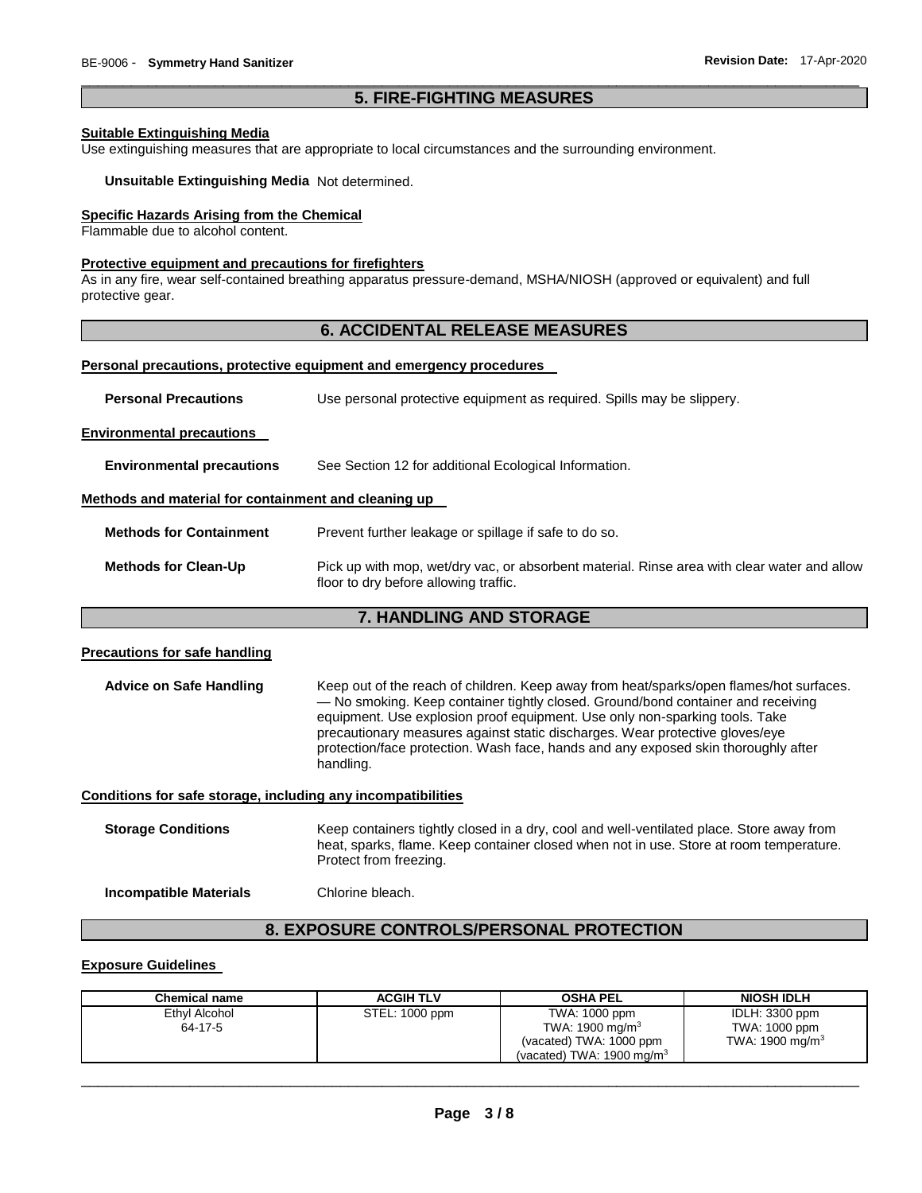## 5. FIRE-FIGHTING MEASURES

**Suitable Extinguishing Media**

Use extinguishing measures that are appropriate to local circumstances and the surrounding environment.

**Unsuitable Extinguishing Media** Not determined.

**Specific Hazards Arising from the Chemical**

Flammable due to alcohol content.

**Protective equipment and precautions for firefighters**

As in any fire, wear self-contained breathing apparatus pressure-demand, MSHA/NIOSH (approved or equivalent) and full protective gear.

## 6. ACCIDENTAL RELEASE MEASURES

**Personal precautions, protective equipment and emergency procedures**

**Personal Precautions** Use personal protective equipment as required. Spills may be slippery.

**Environmental precautions**

**Environmental precautions** See Section 12 for additional Ecological Information.

**Methods and material for containment and cleaning up**

**Methods for Containment** Prevent further leakage or spillage if safe to do so.

**Methods for Clean-Up** Pick up with mop, wet/dry vac, or absorbent material. Rinse area with clear water and allow floor to dry before allowing traffic.

## 7. HANDLING AND STORAGE

**Precautions for safe handling**

**Advice on Safe Handling** Keep out of the reach of children. Keep away from heat/sparks/open flames/hot surfaces. — No smoking. Keep container tightly closed. Ground/bond container and receiving equipment. Use explosion proof equipment. Use only non-sparking tools. Take precautionary measures against static discharges. Wear protective gloves/eye protection/face protection. Wash face, hands and any exposed skin thoroughly after handling.

**Conditions for safe storage, including any incompatibilities**

**Storage Conditions** Keep containers tightly closed in a dry, cool and well-ventilated place. Store away from heat, sparks, flame. Keep container closed when not in use. Store at room temperature. Protect from freezing.

**Incompatible Materials** Chlorine bleach.

## 8. EXPOSURE CONTROLS/PERSONAL PROTECTION

**Exposure Guidelines**

| Chemical name | ACGIH TLV | OSHA PEL | NIOSH IDLH |
|---|---|---|---|
| Ethyl Alcohol<br>64-17-5 | STEL: 1000 ppm | TWA: 1000 ppm<br>TWA: 1900 mg/m$^3$<br>(vacated) TWA: 1000 ppm<br>(vacated) TWA: 1900 mg/m$^3$ | IDLH: 3300 ppm<br>TWA: 1000 ppm<br>TWA: 1900 mg/m$^3$ |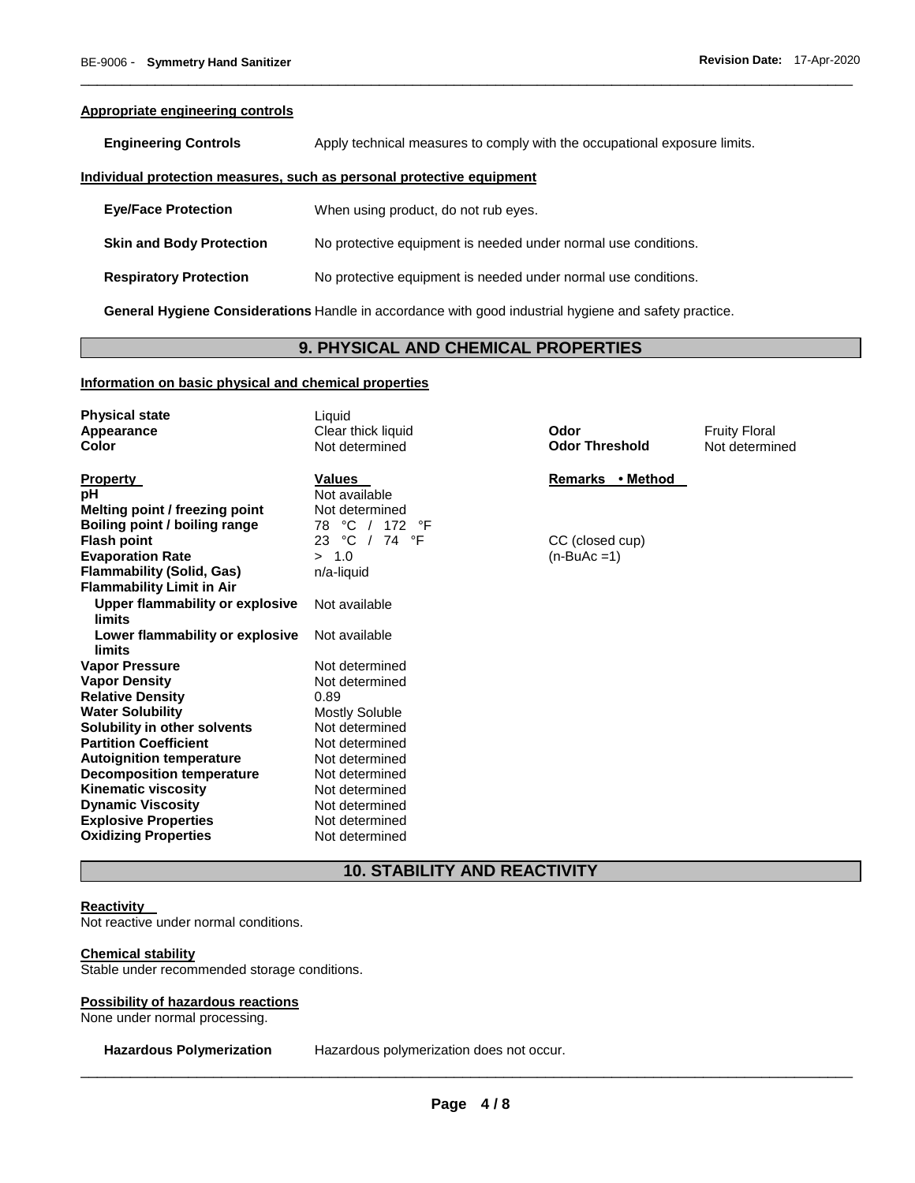**Appropriate engineering controls**

**Engineering Controls** Apply technical measures to comply with the occupational exposure limits.

**Individual protection measures, such as personal protective equipment**

**Eye/Face Protection** When using product, do not rub eyes.

**Skin and Body Protection** No protective equipment is needed under normal use conditions.

**Respiratory Protection** No protective equipment is needed under normal use conditions.

**General Hygiene Considerations** Handle in accordance with good industrial hygiene and safety practice.

## 9. PHYSICAL AND CHEMICAL PROPERTIES

**Information on basic physical and chemical properties**

| | | | |
|---|---|---|---|
| **Physical state** | Liquid | | |
| **Appearance** | Clear thick liquid | **Odor** | Fruity Floral |
| **Color** | Not determined | **Odor Threshold** | Not determined |

| **Property** | **Values** | **Remarks • Method** |
|---|---|---|
| **pH** | Not available | |
| **Melting point / freezing point** | Not determined | |
| **Boiling point / boiling range** | 78 °C / 172 °F | |
| **Flash point** | 23 °C / 74 °F | CC (closed cup) |
| **Evaporation Rate** | > 1.0 | (n-BuAc =1) |
| **Flammability (Solid, Gas)** | n/a-liquid | |
| **Flammability Limit in Air** | | |
| **Upper flammability or explosive limits** | Not available | |
| **Lower flammability or explosive limits** | Not available | |
| **Vapor Pressure** | Not determined | |
| **Vapor Density** | Not determined | |
| **Relative Density** | 0.89 | |
| **Water Solubility** | Mostly Soluble | |
| **Solubility in other solvents** | Not determined | |
| **Partition Coefficient** | Not determined | |
| **Autoignition temperature** | Not determined | |
| **Decomposition temperature** | Not determined | |
| **Kinematic viscosity** | Not determined | |
| **Dynamic Viscosity** | Not determined | |
| **Explosive Properties** | Not determined | |
| **Oxidizing Properties** | Not determined | |

## 10. STABILITY AND REACTIVITY

**Reactivity**

Not reactive under normal conditions.

**Chemical stability**

Stable under recommended storage conditions.

**Possibility of hazardous reactions**

None under normal processing.

**Hazardous Polymerization** Hazardous polymerization does not occur.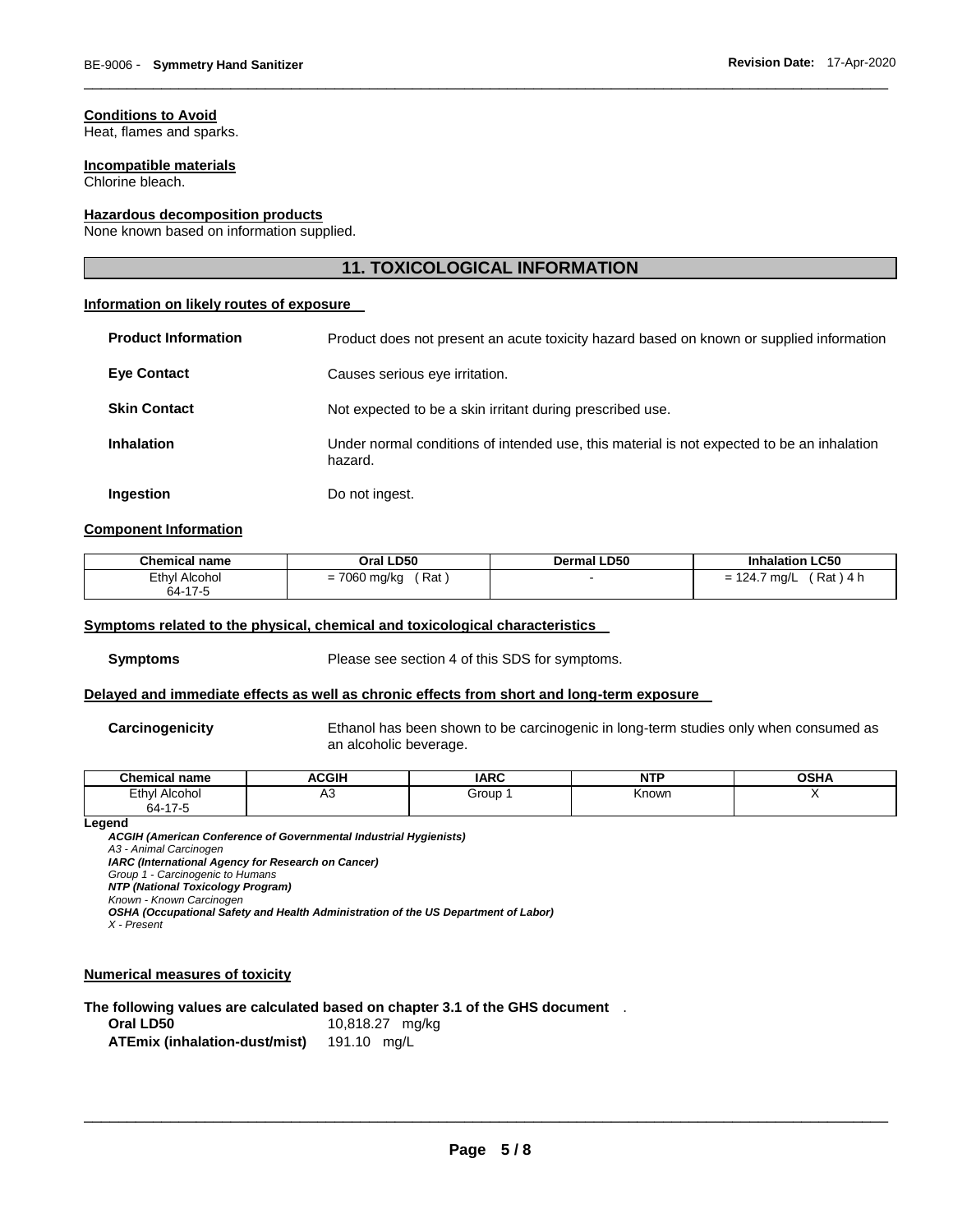#### Conditions to Avoid

Heat, flames and sparks.

#### Incompatible materials

Chlorine bleach.

#### Hazardous decomposition products

None known based on information supplied.

## 11. TOXICOLOGICAL INFORMATION

#### Information on likely routes of exposure

**Product Information** Product does not present an acute toxicity hazard based on known or supplied information

**Eye Contact** Causes serious eye irritation.

**Skin Contact** Not expected to be a skin irritant during prescribed use.

**Inhalation** Under normal conditions of intended use, this material is not expected to be an inhalation hazard.

**Ingestion** Do not ingest.

#### Component Information

| Chemical name | Oral LD50 | Dermal LD50 | Inhalation LC50 |
|---|---|---|---|
| Ethyl Alcohol 64-17-5 | = 7060 mg/kg ( Rat ) | - | = 124.7 mg/L ( Rat ) 4 h |

#### Symptoms related to the physical, chemical and toxicological characteristics

**Symptoms** Please see section 4 of this SDS for symptoms.

#### Delayed and immediate effects as well as chronic effects from short and long-term exposure

**Carcinogenicity** Ethanol has been shown to be carcinogenic in long-term studies only when consumed as an alcoholic beverage.

| Chemical name | ACGIH | IARC | NTP | OSHA |
|---|---|---|---|---|
| Ethyl Alcohol 64-17-5 | A3 | Group 1 | Known | X |

**Legend**

***ACGIH (American Conference of Governmental Industrial Hygienists)***
*A3 - Animal Carcinogen*
***IARC (International Agency for Research on Cancer)***
*Group 1 - Carcinogenic to Humans*
***NTP (National Toxicology Program)***
*Known - Known Carcinogen*
***OSHA (Occupational Safety and Health Administration of the US Department of Labor)***
*X - Present*

#### Numerical measures of toxicity

**The following values are calculated based on chapter 3.1 of the GHS document** .

**Oral LD50** 10,818.27 mg/kg
**ATEmix (inhalation-dust/mist)** 191.10 mg/L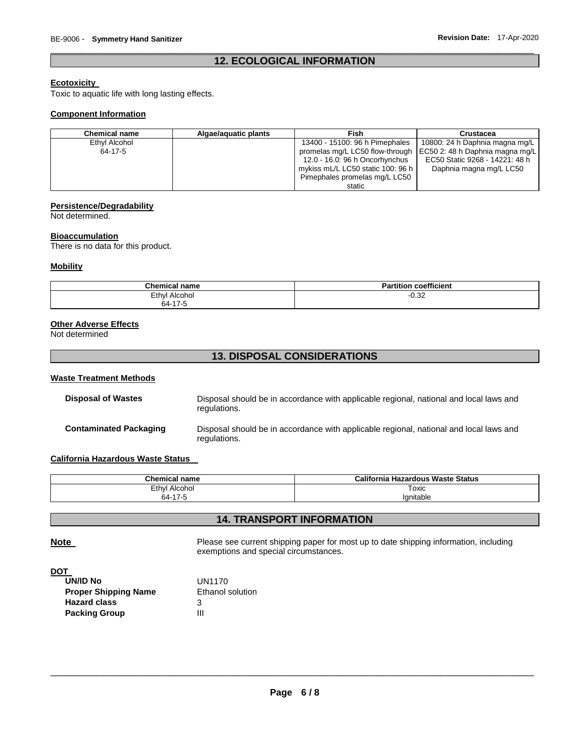## 12. ECOLOGICAL INFORMATION

### Ecotoxicity

Toxic to aquatic life with long lasting effects.

### Component Information

| Chemical name | Algae/aquatic plants | Fish | Crustacea |
|---|---|---|---|
| Ethyl Alcohol<br>64-17-5 | | 13400 - 15100: 96 h Pimephales promelas mg/L LC50 flow-through 12.0 - 16.0: 96 h Oncorhynchus mykiss mL/L LC50 static 100: 96 h Pimephales promelas mg/L LC50 static | 10800: 24 h Daphnia magna mg/L EC50 2: 48 h Daphnia magna mg/L EC50 Static 9268 - 14221: 48 h Daphnia magna mg/L LC50 |

### Persistence/Degradability

Not determined.

### Bioaccumulation

There is no data for this product.

### Mobility

| Chemical name | Partition coefficient |
|---|---|
| Ethyl Alcohol<br>64-17-5 | -0.32 |

### Other Adverse Effects

Not determined

## 13. DISPOSAL CONSIDERATIONS

### Waste Treatment Methods

**Disposal of Wastes** Disposal should be in accordance with applicable regional, national and local laws and regulations.

**Contaminated Packaging** Disposal should be in accordance with applicable regional, national and local laws and regulations.

### California Hazardous Waste Status

| Chemical name | California Hazardous Waste Status |
|---|---|
| Ethyl Alcohol<br>64-17-5 | Toxic<br>Ignitable |

## 14. TRANSPORT INFORMATION

**Note** Please see current shipping paper for most up to date shipping information, including exemptions and special circumstances.

**DOT**

**UN/ID No** UN1170
**Proper Shipping Name** Ethanol solution
**Hazard class** 3
**Packing Group** III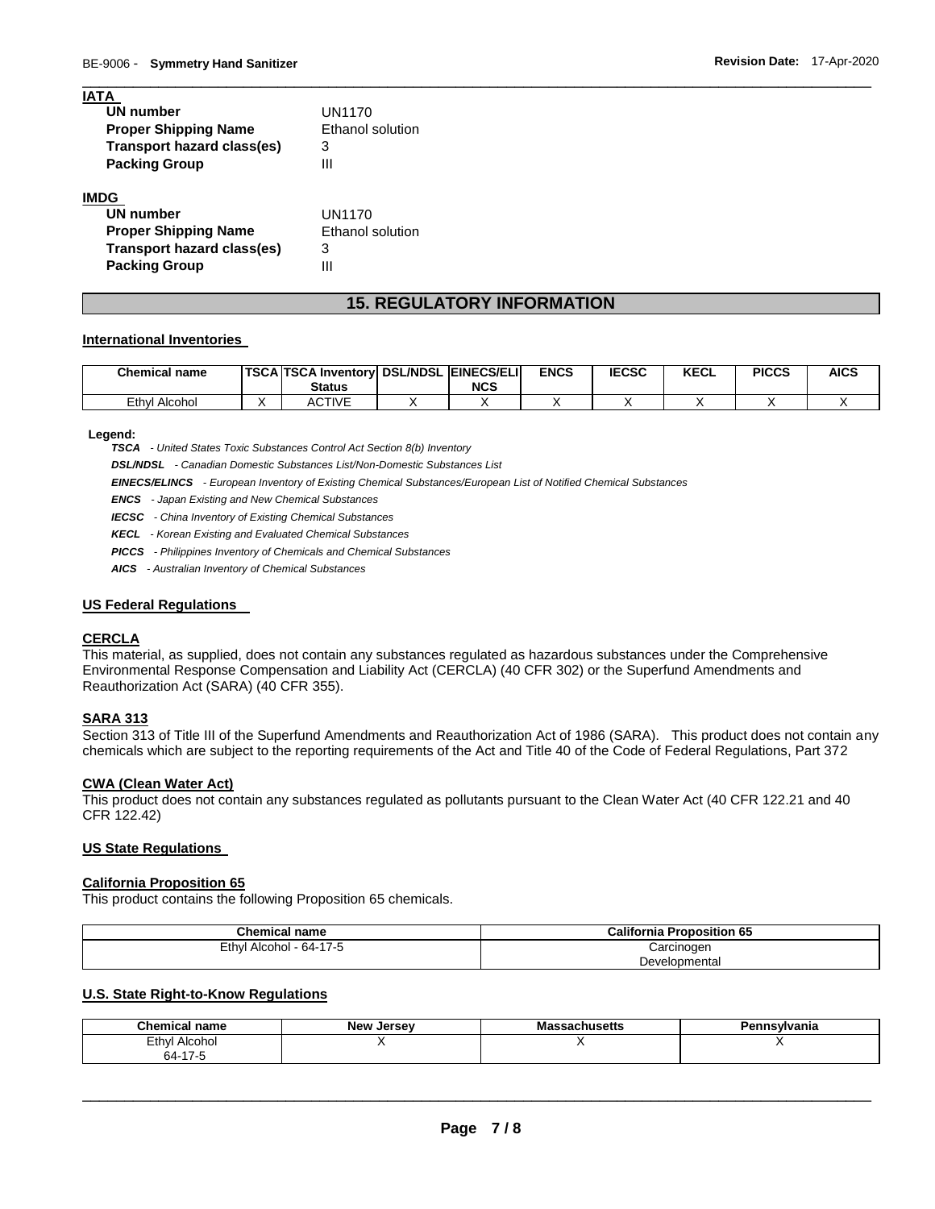**IATA**

| | |
|---|---|
| **UN number** | UN1170 |
| **Proper Shipping Name** | Ethanol solution |
| **Transport hazard class(es)** | 3 |
| **Packing Group** | III |

**IMDG**

| | |
|---|---|
| **UN number** | UN1170 |
| **Proper Shipping Name** | Ethanol solution |
| **Transport hazard class(es)** | 3 |
| **Packing Group** | III |

## 15. REGULATORY INFORMATION

### International Inventories

| Chemical name | TSCA | TSCA Inventory Status | DSL/NDSL | EINECS/ELINCS | ENCS | IECSC | KECL | PICCS | AICS |
|---|---|---|---|---|---|---|---|---|---|
| Ethyl Alcohol | X | ACTIVE | X | X | X | X | X | X | X |

**Legend:**

***TSCA*** *- United States Toxic Substances Control Act Section 8(b) Inventory*

***DSL/NDSL*** *- Canadian Domestic Substances List/Non-Domestic Substances List*

***EINECS/ELINCS*** *- European Inventory of Existing Chemical Substances/European List of Notified Chemical Substances*

***ENCS*** *- Japan Existing and New Chemical Substances*

***IECSC*** *- China Inventory of Existing Chemical Substances*

***KECL*** *- Korean Existing and Evaluated Chemical Substances*

***PICCS*** *- Philippines Inventory of Chemicals and Chemical Substances*

***AICS*** *- Australian Inventory of Chemical Substances*

### US Federal Regulations

#### CERCLA

This material, as supplied, does not contain any substances regulated as hazardous substances under the Comprehensive Environmental Response Compensation and Liability Act (CERCLA) (40 CFR 302) or the Superfund Amendments and Reauthorization Act (SARA) (40 CFR 355).

#### SARA 313

Section 313 of Title III of the Superfund Amendments and Reauthorization Act of 1986 (SARA). This product does not contain any chemicals which are subject to the reporting requirements of the Act and Title 40 of the Code of Federal Regulations, Part 372

#### CWA (Clean Water Act)

This product does not contain any substances regulated as pollutants pursuant to the Clean Water Act (40 CFR 122.21 and 40 CFR 122.42)

### US State Regulations

#### California Proposition 65

This product contains the following Proposition 65 chemicals.

| Chemical name | California Proposition 65 |
|---|---|
| Ethyl Alcohol - 64-17-5 | Carcinogen<br>Developmental |

### U.S. State Right-to-Know Regulations

| Chemical name | New Jersey | Massachusetts | Pennsylvania |
|---|---|---|---|
| Ethyl Alcohol<br>64-17-5 | X | X | X |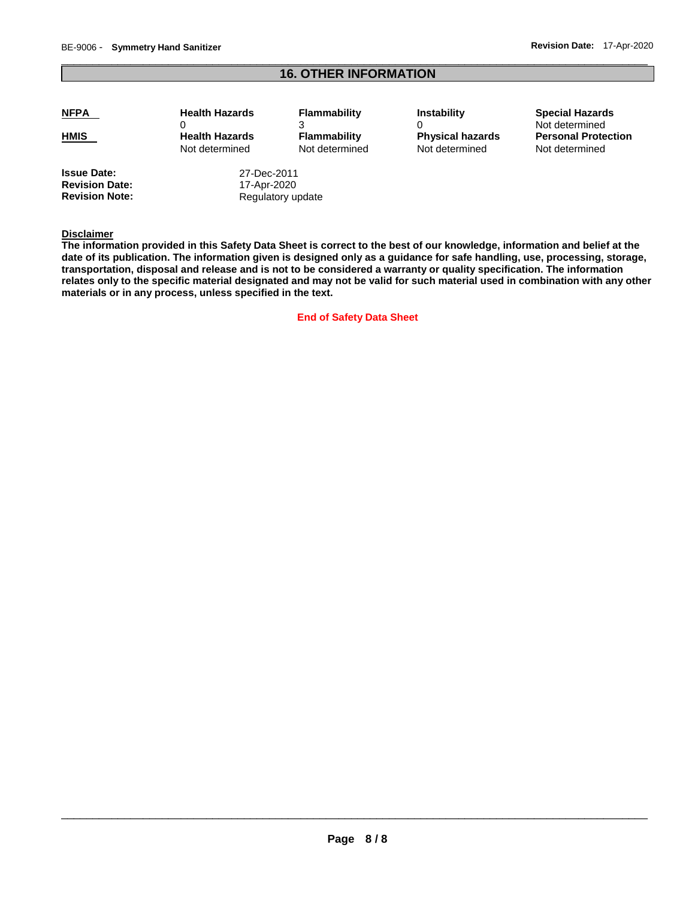## 16. OTHER INFORMATION

| | | | | |
|---|---|---|---|---|
| **NFPA** | **Health Hazards** 0 | **Flammability** 3 | **Instability** 0 | **Special Hazards** Not determined |
| **HMIS** | **Health Hazards** Not determined | **Flammability** Not determined | **Physical hazards** Not determined | **Personal Protection** Not determined |

**Issue Date:** 27-Dec-2011
**Revision Date:** 17-Apr-2020
**Revision Note:** Regulatory update

**Disclaimer**
**The information provided in this Safety Data Sheet is correct to the best of our knowledge, information and belief at the date of its publication. The information given is designed only as a guidance for safe handling, use, processing, storage, transportation, disposal and release and is not to be considered a warranty or quality specification. The information relates only to the specific material designated and may not be valid for such material used in combination with any other materials or in any process, unless specified in the text.**

**End of Safety Data Sheet**